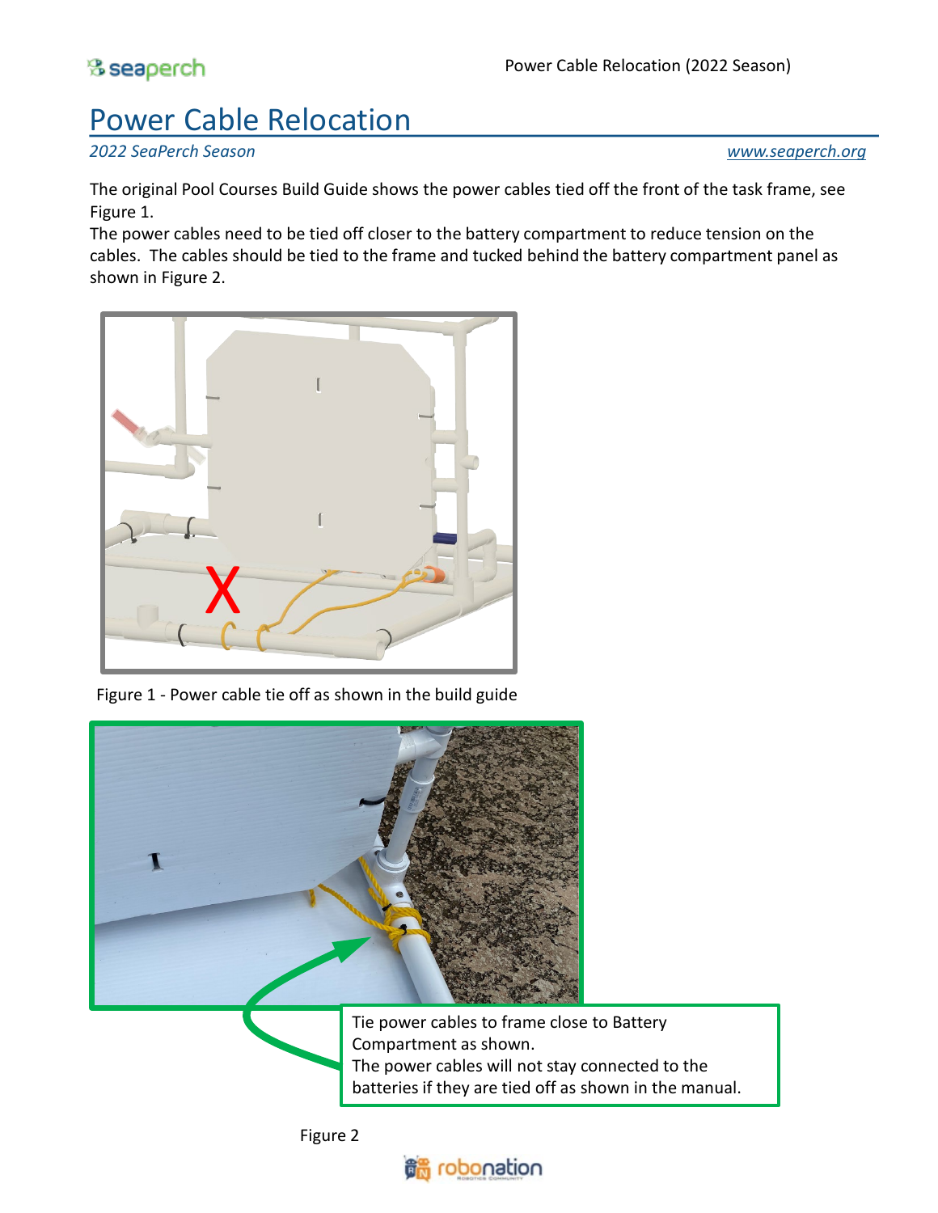# Power Cable Relocation

*2022 SeaPerch Season* *www.seaperch.org*

The original Pool Courses Build Guide shows the power cables tied off the front of the task frame, see Figure 1.

The power cables need to be tied off closer to the battery compartment to reduce tension on the cables. The cables should be tied to the frame and tucked behind the battery compartment panel as shown in Figure 2.

Figure 1 - Power cable tie off as shown in the build guide

Tie power cables to frame close to Battery Compartment as shown.
The power cables will not stay connected to the batteries if they are tied off as shown in the manual.

Figure 2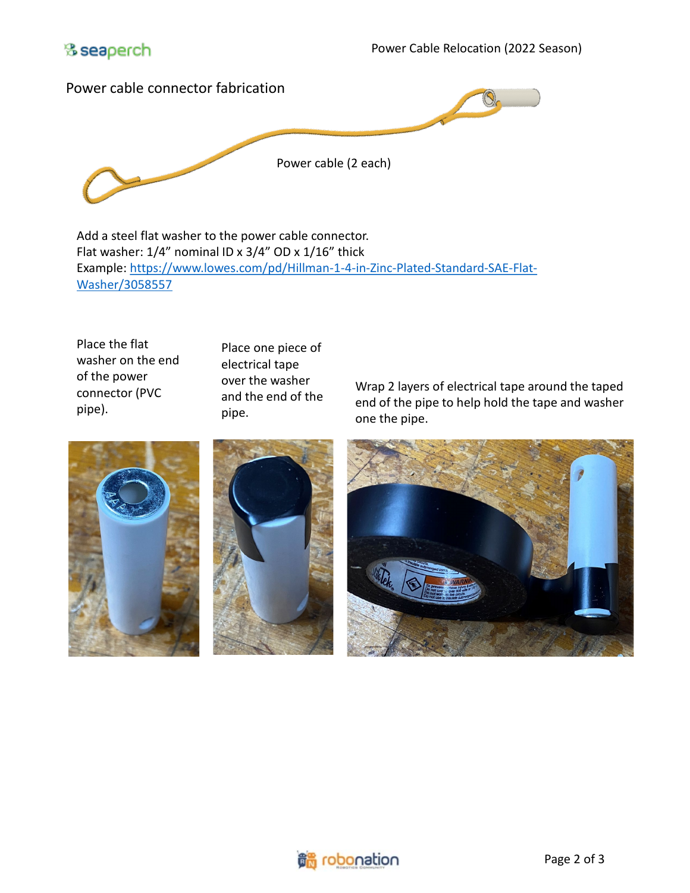## Power cable connector fabrication

Power cable (2 each)

Add a steel flat washer to the power cable connector.
Flat washer: 1/4" nominal ID x 3/4" OD x 1/16" thick
Example: [https://www.lowes.com/pd/Hillman-1-4-in-Zinc-Plated-Standard-SAE-Flat-Washer/3058557](https://www.lowes.com/pd/Hillman-1-4-in-Zinc-Plated-Standard-SAE-Flat-Washer/3058557)

Place the flat washer on the end of the power connector (PVC pipe).

Place one piece of electrical tape over the washer and the end of the pipe.

Wrap 2 layers of electrical tape around the taped end of the pipe to help hold the tape and washer one the pipe.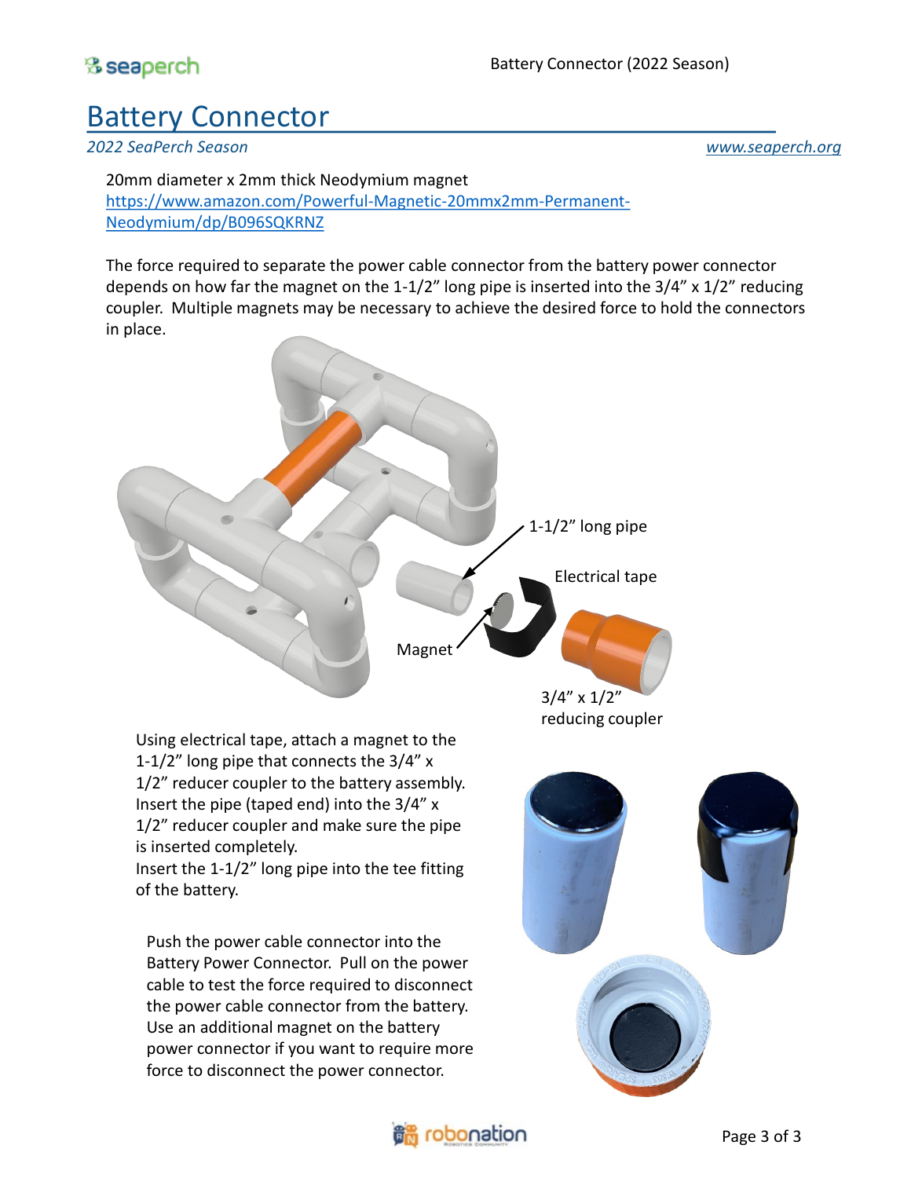# Battery Connector

*2022 SeaPerch Season* [www.seaperch.org](http://www.seaperch.org)

20mm diameter x 2mm thick Neodymium magnet
https://www.amazon.com/Powerful-Magnetic-20mmx2mm-Permanent-Neodymium/dp/B096SQKRNZ

The force required to separate the power cable connector from the battery power connector depends on how far the magnet on the 1-1/2" long pipe is inserted into the 3/4" x 1/2" reducing coupler. Multiple magnets may be necessary to achieve the desired force to hold the connectors in place.

1-1/2" long pipe

Electrical tape

Magnet

3/4" x 1/2" reducing coupler

Using electrical tape, attach a magnet to the 1-1/2" long pipe that connects the 3/4" x 1/2" reducer coupler to the battery assembly. Insert the pipe (taped end) into the 3/4" x 1/2" reducer coupler and make sure the pipe is inserted completely.
Insert the 1-1/2" long pipe into the tee fitting of the battery.

Push the power cable connector into the Battery Power Connector. Pull on the power cable to test the force required to disconnect the power cable connector from the battery. Use an additional magnet on the battery power connector if you want to require more force to disconnect the power connector.